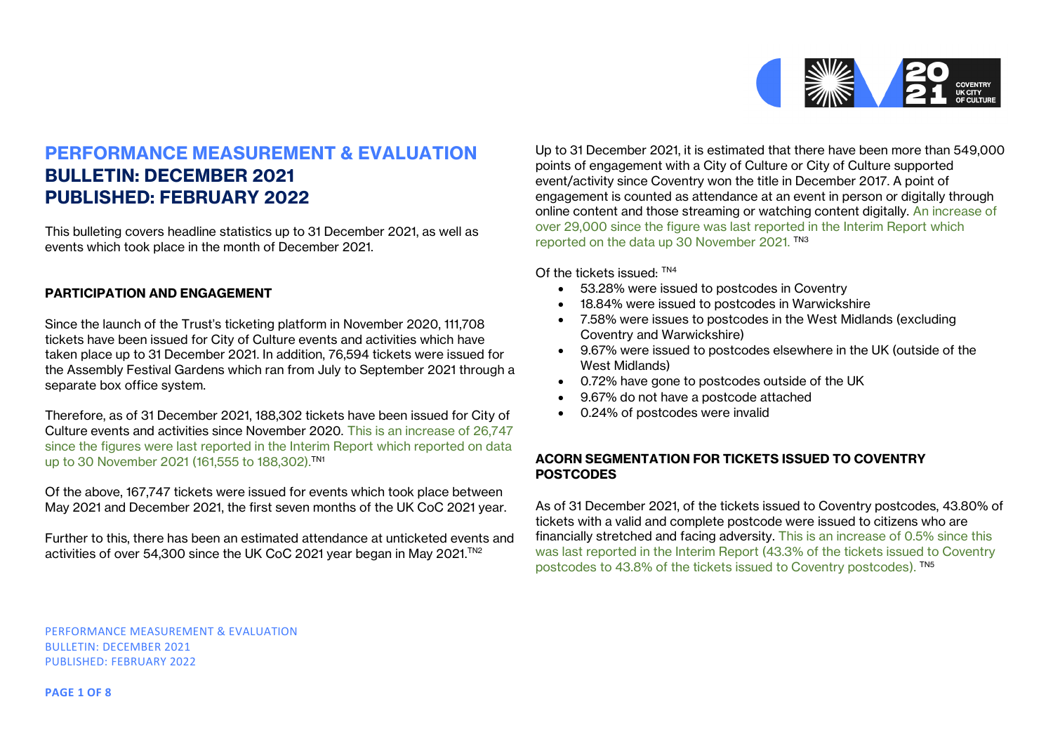# PERFORMANCE MEASUREMENT & EVALUATION

## BULLETIN: DECEMBER 2021

## PUBLISHED: FEBRUARY 2022

This bulleting covers headline statistics up to 31 December 2021, as well as events which took place in the month of December 2021.

### PARTICIPATION AND ENGAGEMENT

Since the launch of the Trust's ticketing platform in November 2020, 111,708 tickets have been issued for City of Culture events and activities which have taken place up to 31 December 2021. In addition, 76,594 tickets were issued for the Assembly Festival Gardens which ran from July to September 2021 through a separate box office system.

Therefore, as of 31 December 2021, 188,302 tickets have been issued for City of Culture events and activities since November 2020. This is an increase of 26,747 since the figures were last reported in the Interim Report which reported on data up to 30 November 2021 (161,555 to 188,302).[TN1]

Of the above, 167,747 tickets were issued for events which took place between May 2021 and December 2021, the first seven months of the UK CoC 2021 year.

Further to this, there has been an estimated attendance at unticketed events and activities of over 54,300 since the UK CoC 2021 year began in May 2021.[TN2]

Up to 31 December 2021, it is estimated that there have been more than 549,000 points of engagement with a City of Culture or City of Culture supported event/activity since Coventry won the title in December 2017. A point of engagement is counted as attendance at an event in person or digitally through online content and those streaming or watching content digitally. An increase of over 29,000 since the figure was last reported in the Interim Report which reported on the data up 30 November 2021. [TN3]

Of the tickets issued: [TN4]

- 53.28% were issued to postcodes in Coventry
- 18.84% were issued to postcodes in Warwickshire
- 7.58% were issues to postcodes in the West Midlands (excluding Coventry and Warwickshire)
- 9.67% were issued to postcodes elsewhere in the UK (outside of the West Midlands)
- 0.72% have gone to postcodes outside of the UK
- 9.67% do not have a postcode attached
- 0.24% of postcodes were invalid

### ACORN SEGMENTATION FOR TICKETS ISSUED TO COVENTRY POSTCODES

As of 31 December 2021, of the tickets issued to Coventry postcodes, 43.80% of tickets with a valid and complete postcode were issued to citizens who are financially stretched and facing adversity. This is an increase of 0.5% since this was last reported in the Interim Report (43.3% of the tickets issued to Coventry postcodes to 43.8% of the tickets issued to Coventry postcodes). [TN5]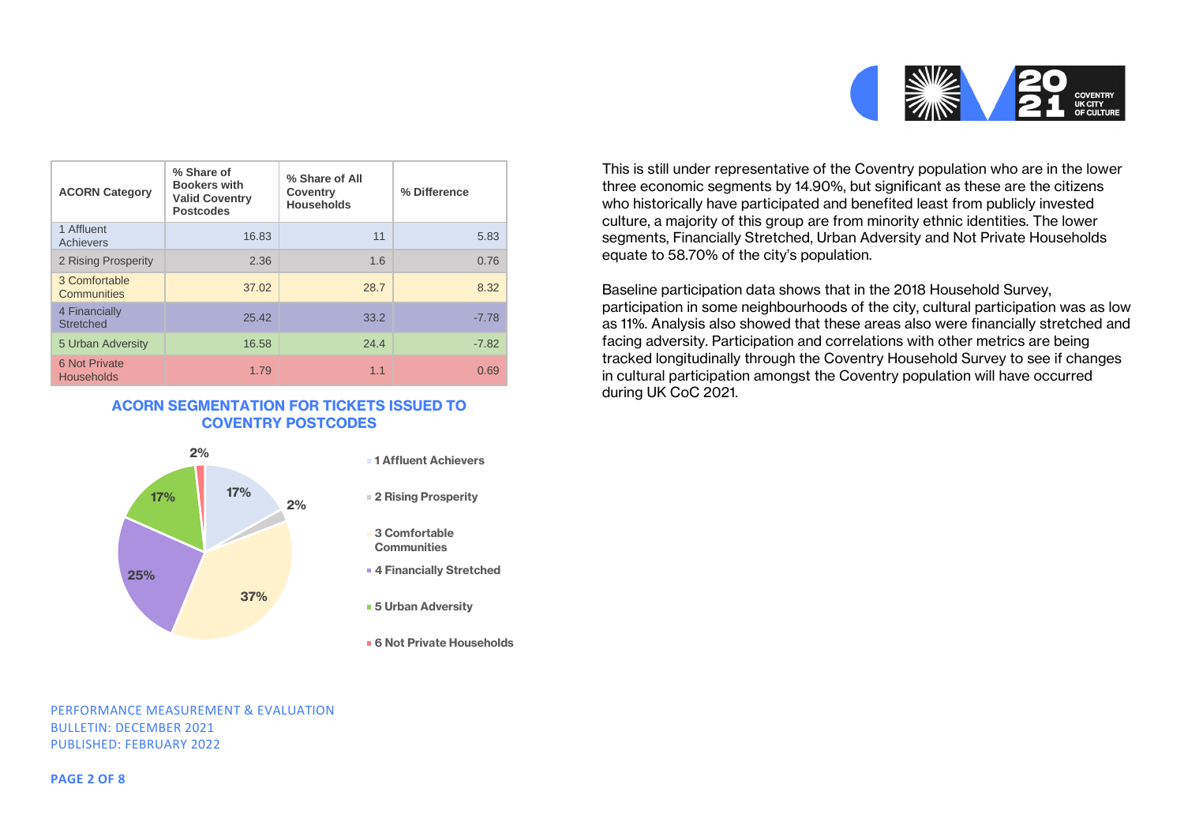| ACORN Category | % Share of Bookers with Valid Coventry Postcodes | % Share of All Coventry Households | % Difference |
|---|---|---|---|
| 1 Affluent Achievers | 16.83 | 11 | 5.83 |
| 2 Rising Prosperity | 2.36 | 1.6 | 0.76 |
| 3 Comfortable Communities | 37.02 | 28.7 | 8.32 |
| 4 Financially Stretched | 25.42 | 33.2 | -7.78 |
| 5 Urban Adversity | 16.58 | 24.4 | -7.82 |
| 6 Not Private Households | 1.79 | 1.1 | 0.69 |

**ACORN SEGMENTATION FOR TICKETS ISSUED TO COVENTRY POSTCODES**

- 1 Affluent Achievers: 17%
- 2 Rising Prosperity: 2%
- 3 Comfortable Communities: 37%
- 4 Financially Stretched: 25%
- 5 Urban Adversity: 17%
- 6 Not Private Households: 2%

This is still under representative of the Coventry population who are in the lower three economic segments by 14.90%, but significant as these are the citizens who historically have participated and benefited least from publicly invested culture, a majority of this group are from minority ethnic identities. The lower segments, Financially Stretched, Urban Adversity and Not Private Households equate to 58.70% of the city's population.

Baseline participation data shows that in the 2018 Household Survey, participation in some neighbourhoods of the city, cultural participation was as low as 11%. Analysis also showed that these areas also were financially stretched and facing adversity. Participation and correlations with other metrics are being tracked longitudinally through the Coventry Household Survey to see if changes in cultural participation amongst the Coventry population will have occurred during UK CoC 2021.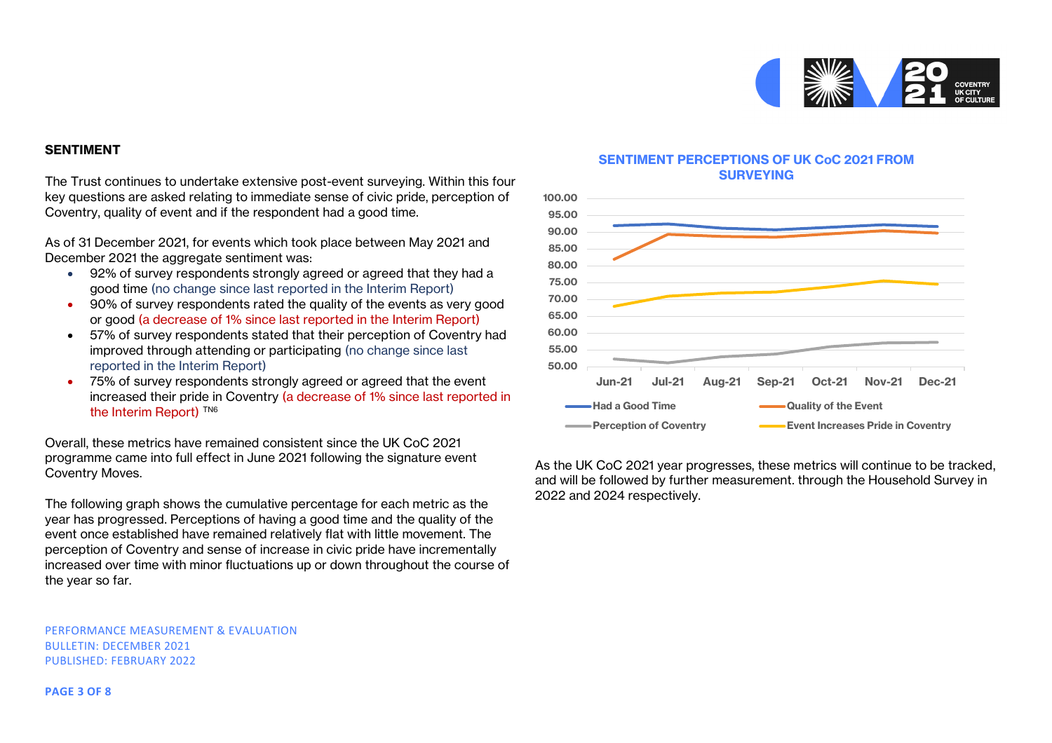## SENTIMENT

The Trust continues to undertake extensive post-event surveying. Within this four key questions are asked relating to immediate sense of civic pride, perception of Coventry, quality of event and if the respondent had a good time.

As of 31 December 2021, for events which took place between May 2021 and December 2021 the aggregate sentiment was:

- 92% of survey respondents strongly agreed or agreed that they had a good time (no change since last reported in the Interim Report)
- 90% of survey respondents rated the quality of the events as very good or good (a decrease of 1% since last reported in the Interim Report)
- 57% of survey respondents stated that their perception of Coventry had improved through attending or participating (no change since last reported in the Interim Report)
- 75% of survey respondents strongly agreed or agreed that the event increased their pride in Coventry (a decrease of 1% since last reported in the Interim Report) [TN6]

Overall, these metrics have remained consistent since the UK CoC 2021 programme came into full effect in June 2021 following the signature event Coventry Moves.

The following graph shows the cumulative percentage for each metric as the year has progressed. Perceptions of having a good time and the quality of the event once established have remained relatively flat with little movement. The perception of Coventry and sense of increase in civic pride have incrementally increased over time with minor fluctuations up or down throughout the course of the year so far.

**SENTIMENT PERCEPTIONS OF UK CoC 2021 FROM SURVEYING**

Chart y-axis: 50.00 to 100.00; x-axis: Jun-21, Jul-21, Aug-21, Sep-21, Oct-21, Nov-21, Dec-21. Series: Had a Good Time, Quality of the Event, Perception of Coventry, Event Increases Pride in Coventry.

As the UK CoC 2021 year progresses, these metrics will continue to be tracked, and will be followed by further measurement. through the Household Survey in 2022 and 2024 respectively.

PERFORMANCE MEASUREMENT & EVALUATION
BULLETIN: DECEMBER 2021
PUBLISHED: FEBRUARY 2022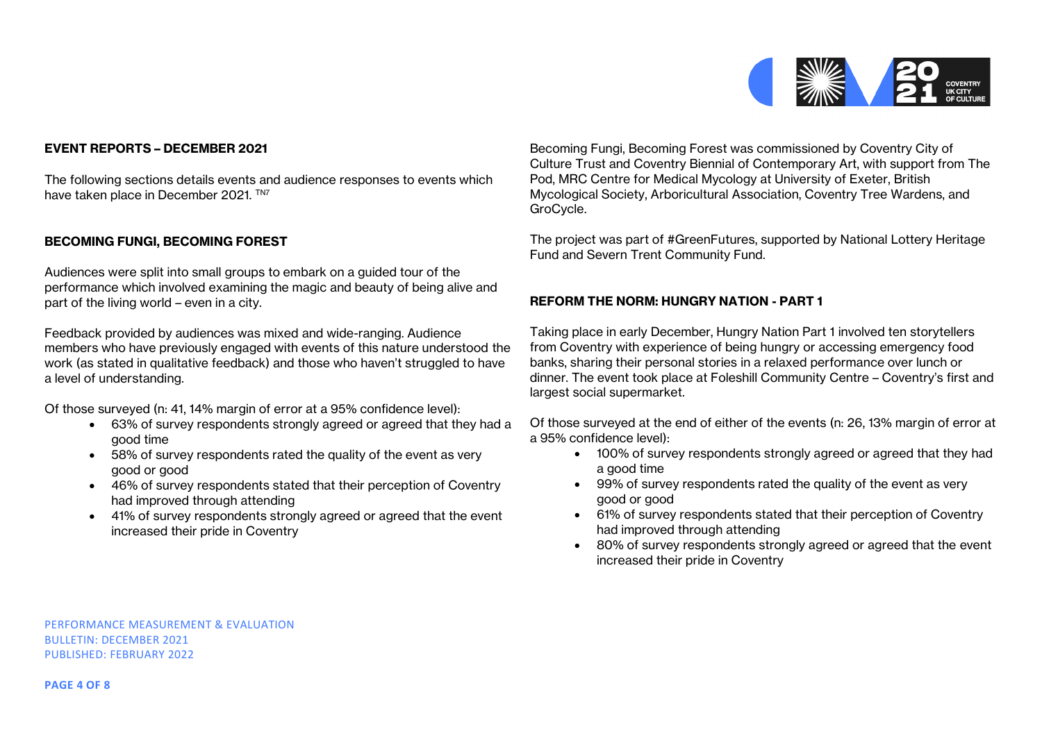## EVENT REPORTS – DECEMBER 2021

The following sections details events and audience responses to events which have taken place in December 2021. [TN7]

### BECOMING FUNGI, BECOMING FOREST

Audiences were split into small groups to embark on a guided tour of the performance which involved examining the magic and beauty of being alive and part of the living world – even in a city.

Feedback provided by audiences was mixed and wide-ranging. Audience members who have previously engaged with events of this nature understood the work (as stated in qualitative feedback) and those who haven't struggled to have a level of understanding.

Of those surveyed (n: 41, 14% margin of error at a 95% confidence level):

- 63% of survey respondents strongly agreed or agreed that they had a good time
- 58% of survey respondents rated the quality of the event as very good or good
- 46% of survey respondents stated that their perception of Coventry had improved through attending
- 41% of survey respondents strongly agreed or agreed that the event increased their pride in Coventry

Becoming Fungi, Becoming Forest was commissioned by Coventry City of Culture Trust and Coventry Biennial of Contemporary Art, with support from The Pod, MRC Centre for Medical Mycology at University of Exeter, British Mycological Society, Arboricultural Association, Coventry Tree Wardens, and GroCycle.

The project was part of #GreenFutures, supported by National Lottery Heritage Fund and Severn Trent Community Fund.

### REFORM THE NORM: HUNGRY NATION - PART 1

Taking place in early December, Hungry Nation Part 1 involved ten storytellers from Coventry with experience of being hungry or accessing emergency food banks, sharing their personal stories in a relaxed performance over lunch or dinner. The event took place at Foleshill Community Centre – Coventry's first and largest social supermarket.

Of those surveyed at the end of either of the events (n: 26, 13% margin of error at a 95% confidence level):

- 100% of survey respondents strongly agreed or agreed that they had a good time
- 99% of survey respondents rated the quality of the event as very good or good
- 61% of survey respondents stated that their perception of Coventry had improved through attending
- 80% of survey respondents strongly agreed or agreed that the event increased their pride in Coventry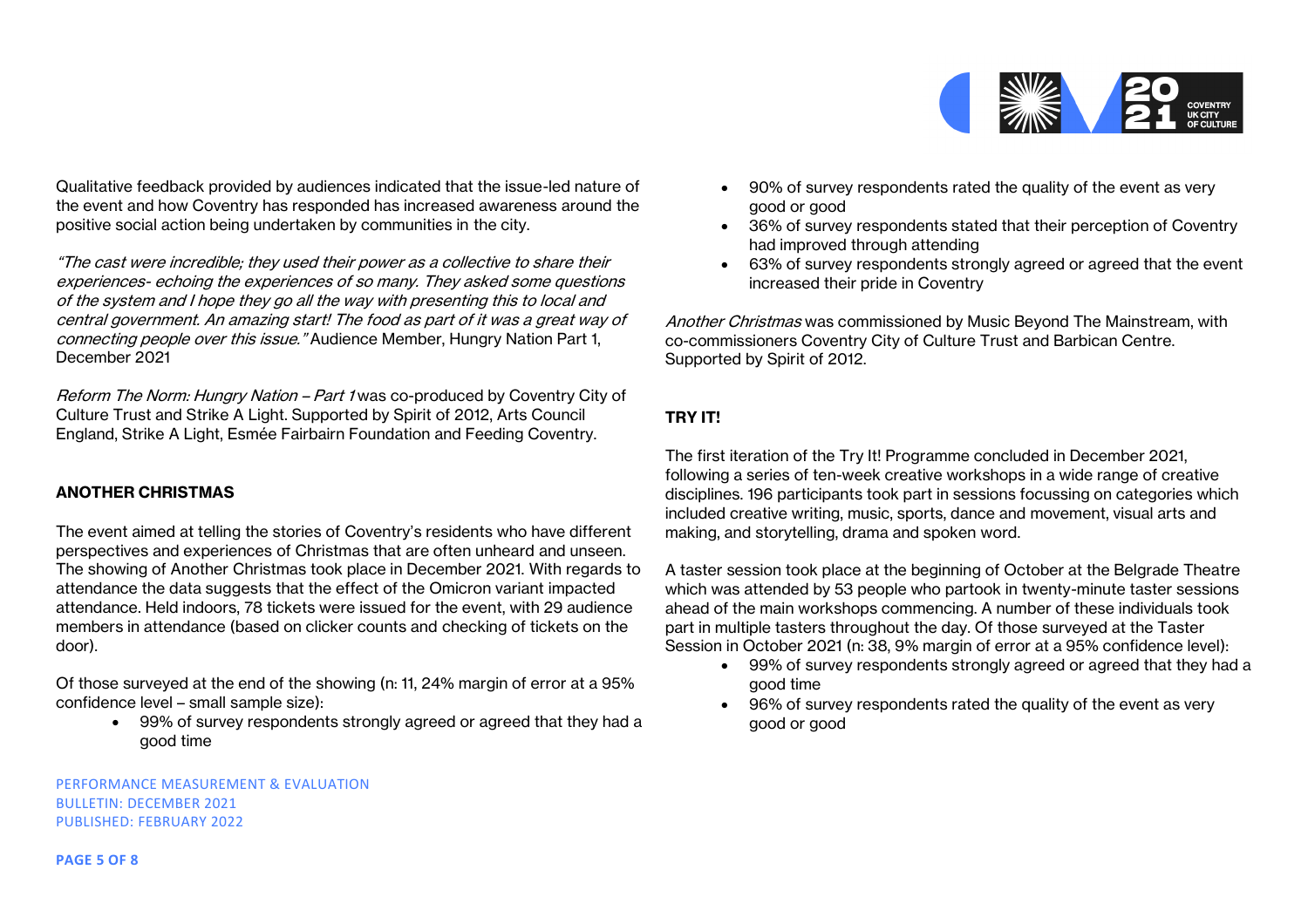Qualitative feedback provided by audiences indicated that the issue-led nature of the event and how Coventry has responded has increased awareness around the positive social action being undertaken by communities in the city.

*"The cast were incredible; they used their power as a collective to share their experiences- echoing the experiences of so many. They asked some questions of the system and I hope they go all the way with presenting this to local and central government. An amazing start! The food as part of it was a great way of connecting people over this issue."* Audience Member, Hungry Nation Part 1, December 2021

*Reform The Norm: Hungry Nation – Part 1* was co-produced by Coventry City of Culture Trust and Strike A Light. Supported by Spirit of 2012, Arts Council England, Strike A Light, Esmée Fairbairn Foundation and Feeding Coventry.

## ANOTHER CHRISTMAS

The event aimed at telling the stories of Coventry's residents who have different perspectives and experiences of Christmas that are often unheard and unseen. The showing of Another Christmas took place in December 2021. With regards to attendance the data suggests that the effect of the Omicron variant impacted attendance. Held indoors, 78 tickets were issued for the event, with 29 audience members in attendance (based on clicker counts and checking of tickets on the door).

Of those surveyed at the end of the showing (n: 11, 24% margin of error at a 95% confidence level – small sample size):

- 99% of survey respondents strongly agreed or agreed that they had a good time
- 90% of survey respondents rated the quality of the event as very good or good
- 36% of survey respondents stated that their perception of Coventry had improved through attending
- 63% of survey respondents strongly agreed or agreed that the event increased their pride in Coventry

*Another Christmas* was commissioned by Music Beyond The Mainstream, with co-commissioners Coventry City of Culture Trust and Barbican Centre. Supported by Spirit of 2012.

## TRY IT!

The first iteration of the Try It! Programme concluded in December 2021, following a series of ten-week creative workshops in a wide range of creative disciplines. 196 participants took part in sessions focussing on categories which included creative writing, music, sports, dance and movement, visual arts and making, and storytelling, drama and spoken word.

A taster session took place at the beginning of October at the Belgrade Theatre which was attended by 53 people who partook in twenty-minute taster sessions ahead of the main workshops commencing. A number of these individuals took part in multiple tasters throughout the day. Of those surveyed at the Taster Session in October 2021 (n: 38, 9% margin of error at a 95% confidence level):

- 99% of survey respondents strongly agreed or agreed that they had a good time
- 96% of survey respondents rated the quality of the event as very good or good

PERFORMANCE MEASUREMENT & EVALUATION
BULLETIN: DECEMBER 2021
PUBLISHED: FEBRUARY 2022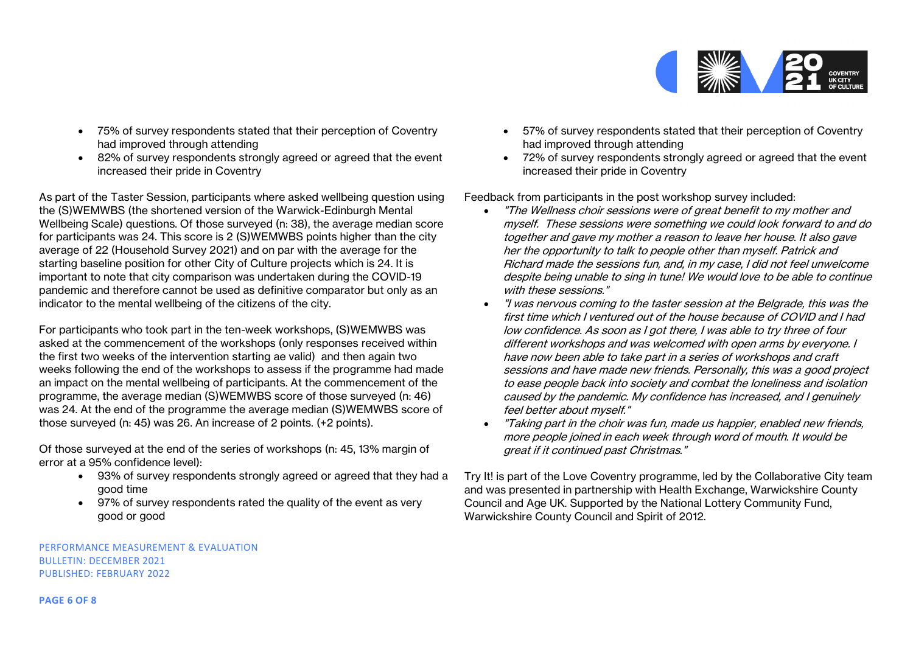- 75% of survey respondents stated that their perception of Coventry had improved through attending
- 82% of survey respondents strongly agreed or agreed that the event increased their pride in Coventry

As part of the Taster Session, participants where asked wellbeing question using the (S)WEMWBS (the shortened version of the Warwick-Edinburgh Mental Wellbeing Scale) questions. Of those surveyed (n: 38), the average median score for participants was 24. This score is 2 (S)WEMWBS points higher than the city average of 22 (Household Survey 2021) and on par with the average for the starting baseline position for other City of Culture projects which is 24. It is important to note that city comparison was undertaken during the COVID-19 pandemic and therefore cannot be used as definitive comparator but only as an indicator to the mental wellbeing of the citizens of the city.

For participants who took part in the ten-week workshops, (S)WEMWBS was asked at the commencement of the workshops (only responses received within the first two weeks of the intervention starting ae valid) and then again two weeks following the end of the workshops to assess if the programme had made an impact on the mental wellbeing of participants. At the commencement of the programme, the average median (S)WEMWBS score of those surveyed (n: 46) was 24. At the end of the programme the average median (S)WEMWBS score of those surveyed (n: 45) was 26. An increase of 2 points. (+2 points).

Of those surveyed at the end of the series of workshops (n: 45, 13% margin of error at a 95% confidence level):

- 93% of survey respondents strongly agreed or agreed that they had a good time
- 97% of survey respondents rated the quality of the event as very good or good
- 57% of survey respondents stated that their perception of Coventry had improved through attending
- 72% of survey respondents strongly agreed or agreed that the event increased their pride in Coventry

Feedback from participants in the post workshop survey included:

- *"The Wellness choir sessions were of great benefit to my mother and myself. These sessions were something we could look forward to and do together and gave my mother a reason to leave her house. It also gave her the opportunity to talk to people other than myself. Patrick and Richard made the sessions fun, and, in my case, I did not feel unwelcome despite being unable to sing in tune! We would love to be able to continue with these sessions."*
- *"I was nervous coming to the taster session at the Belgrade, this was the first time which I ventured out of the house because of COVID and I had low confidence. As soon as I got there, I was able to try three of four different workshops and was welcomed with open arms by everyone. I have now been able to take part in a series of workshops and craft sessions and have made new friends. Personally, this was a good project to ease people back into society and combat the loneliness and isolation caused by the pandemic. My confidence has increased, and I genuinely feel better about myself."*
- *"Taking part in the choir was fun, made us happier, enabled new friends, more people joined in each week through word of mouth. It would be great if it continued past Christmas."*

Try It! is part of the Love Coventry programme, led by the Collaborative City team and was presented in partnership with Health Exchange, Warwickshire County Council and Age UK. Supported by the National Lottery Community Fund, Warwickshire County Council and Spirit of 2012.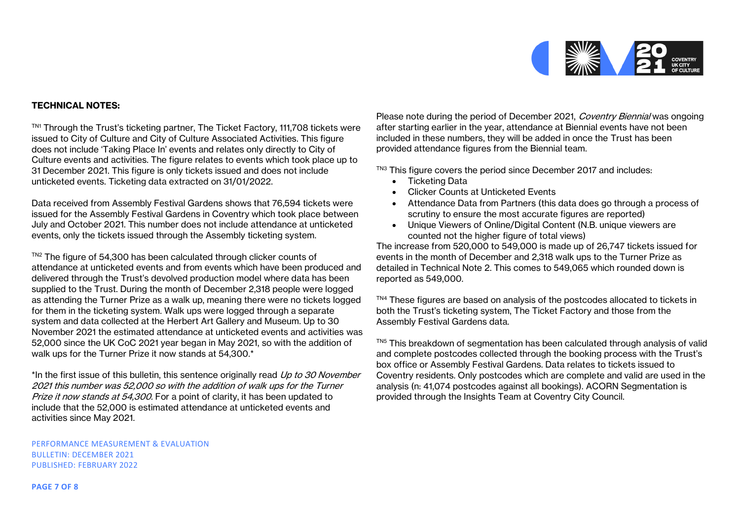**TECHNICAL NOTES:**

[TN1] Through the Trust's ticketing partner, The Ticket Factory, 111,708 tickets were issued to City of Culture and City of Culture Associated Activities. This figure does not include 'Taking Place In' events and relates only directly to City of Culture events and activities. The figure relates to events which took place up to 31 December 2021. This figure is only tickets issued and does not include unticketed events. Ticketing data extracted on 31/01/2022.

Data received from Assembly Festival Gardens shows that 76,594 tickets were issued for the Assembly Festival Gardens in Coventry which took place between July and October 2021. This number does not include attendance at unticketed events, only the tickets issued through the Assembly ticketing system.

[TN2] The figure of 54,300 has been calculated through clicker counts of attendance at unticketed events and from events which have been produced and delivered through the Trust's devolved production model where data has been supplied to the Trust. During the month of December 2,318 people were logged as attending the Turner Prize as a walk up, meaning there were no tickets logged for them in the ticketing system. Walk ups were logged through a separate system and data collected at the Herbert Art Gallery and Museum. Up to 30 November 2021 the estimated attendance at unticketed events and activities was 52,000 since the UK CoC 2021 year began in May 2021, so with the addition of walk ups for the Turner Prize it now stands at 54,300.*

*In the first issue of this bulletin, this sentence originally read *Up to 30 November 2021 this number was 52,000 so with the addition of walk ups for the Turner Prize it now stands at 54,300.* For a point of clarity, it has been updated to include that the 52,000 is estimated attendance at unticketed events and activities since May 2021.

Please note during the period of December 2021, *Coventry Biennial* was ongoing after starting earlier in the year, attendance at Biennial events have not been included in these numbers, they will be added in once the Trust has been provided attendance figures from the Biennial team.

[TN3] This figure covers the period since December 2017 and includes:

- Ticketing Data
- Clicker Counts at Unticketed Events
- Attendance Data from Partners (this data does go through a process of scrutiny to ensure the most accurate figures are reported)
- Unique Viewers of Online/Digital Content (N.B. unique viewers are counted not the higher figure of total views)

The increase from 520,000 to 549,000 is made up of 26,747 tickets issued for events in the month of December and 2,318 walk ups to the Turner Prize as detailed in Technical Note 2. This comes to 549,065 which rounded down is reported as 549,000.

[TN4] These figures are based on analysis of the postcodes allocated to tickets in both the Trust's ticketing system, The Ticket Factory and those from the Assembly Festival Gardens data.

[TN5] This breakdown of segmentation has been calculated through analysis of valid and complete postcodes collected through the booking process with the Trust's box office or Assembly Festival Gardens. Data relates to tickets issued to Coventry residents. Only postcodes which are complete and valid are used in the analysis (n: 41,074 postcodes against all bookings). ACORN Segmentation is provided through the Insights Team at Coventry City Council.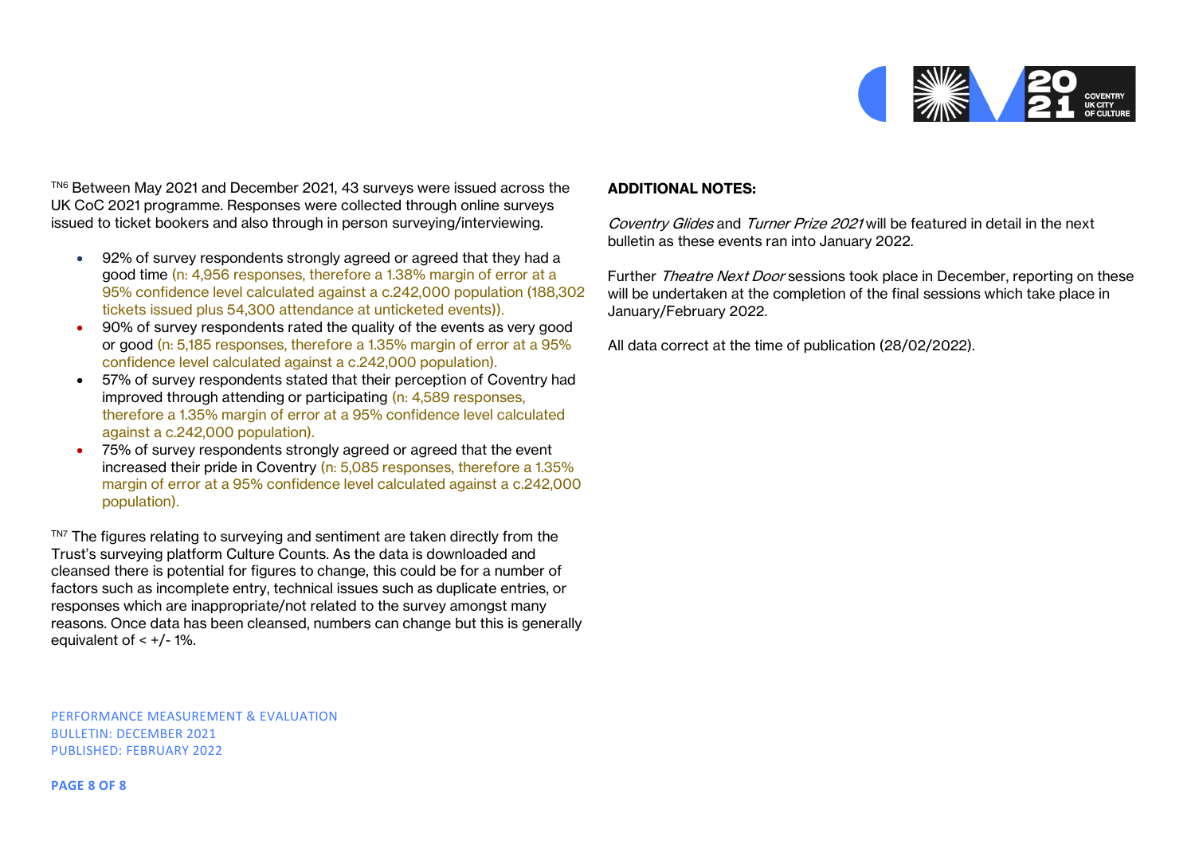[TN6] Between May 2021 and December 2021, 43 surveys were issued across the UK CoC 2021 programme. Responses were collected through online surveys issued to ticket bookers and also through in person surveying/interviewing.

- 92% of survey respondents strongly agreed or agreed that they had a good time (n: 4,956 responses, therefore a 1.38% margin of error at a 95% confidence level calculated against a c.242,000 population (188,302 tickets issued plus 54,300 attendance at unticketed events)).
- 90% of survey respondents rated the quality of the events as very good or good (n: 5,185 responses, therefore a 1.35% margin of error at a 95% confidence level calculated against a c.242,000 population).
- 57% of survey respondents stated that their perception of Coventry had improved through attending or participating (n: 4,589 responses, therefore a 1.35% margin of error at a 95% confidence level calculated against a c.242,000 population).
- 75% of survey respondents strongly agreed or agreed that the event increased their pride in Coventry (n: 5,085 responses, therefore a 1.35% margin of error at a 95% confidence level calculated against a c.242,000 population).

[TN7] The figures relating to surveying and sentiment are taken directly from the Trust's surveying platform Culture Counts. As the data is downloaded and cleansed there is potential for figures to change, this could be for a number of factors such as incomplete entry, technical issues such as duplicate entries, or responses which are inappropriate/not related to the survey amongst many reasons. Once data has been cleansed, numbers can change but this is generally equivalent of < +/- 1%.

**ADDITIONAL NOTES:**

*Coventry Glides* and *Turner Prize 2021* will be featured in detail in the next bulletin as these events ran into January 2022.

Further *Theatre Next Door* sessions took place in December, reporting on these will be undertaken at the completion of the final sessions which take place in January/February 2022.

All data correct at the time of publication (28/02/2022).